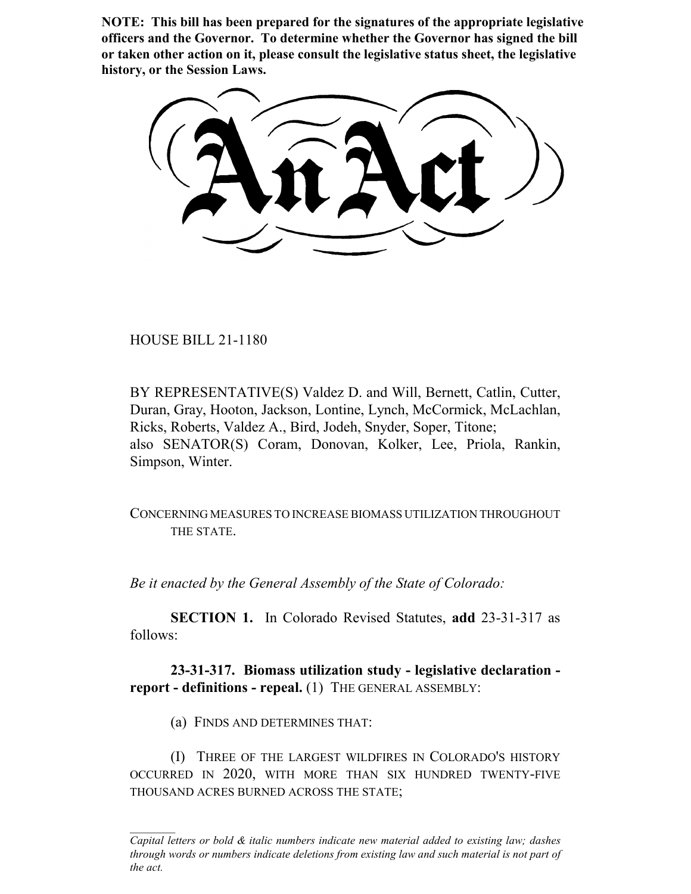**NOTE: This bill has been prepared for the signatures of the appropriate legislative officers and the Governor. To determine whether the Governor has signed the bill or taken other action on it, please consult the legislative status sheet, the legislative history, or the Session Laws.**

# An Act

HOUSE BILL 21-1180

BY REPRESENTATIVE(S) Valdez D. and Will, Bernett, Catlin, Cutter, Duran, Gray, Hooton, Jackson, Lontine, Lynch, McCormick, McLachlan, Ricks, Roberts, Valdez A., Bird, Jodeh, Snyder, Soper, Titone;
also SENATOR(S) Coram, Donovan, Kolker, Lee, Priola, Rankin, Simpson, Winter.

CONCERNING MEASURES TO INCREASE BIOMASS UTILIZATION THROUGHOUT THE STATE.

*Be it enacted by the General Assembly of the State of Colorado:*

**SECTION 1.** In Colorado Revised Statutes, **add** 23-31-317 as follows:

**23-31-317. Biomass utilization study - legislative declaration - report - definitions - repeal.** (1) THE GENERAL ASSEMBLY:

(a) FINDS AND DETERMINES THAT:

(I) THREE OF THE LARGEST WILDFIRES IN COLORADO'S HISTORY OCCURRED IN 2020, WITH MORE THAN SIX HUNDRED TWENTY-FIVE THOUSAND ACRES BURNED ACROSS THE STATE;

*Capital letters or bold & italic numbers indicate new material added to existing law; dashes through words or numbers indicate deletions from existing law and such material is not part of the act.*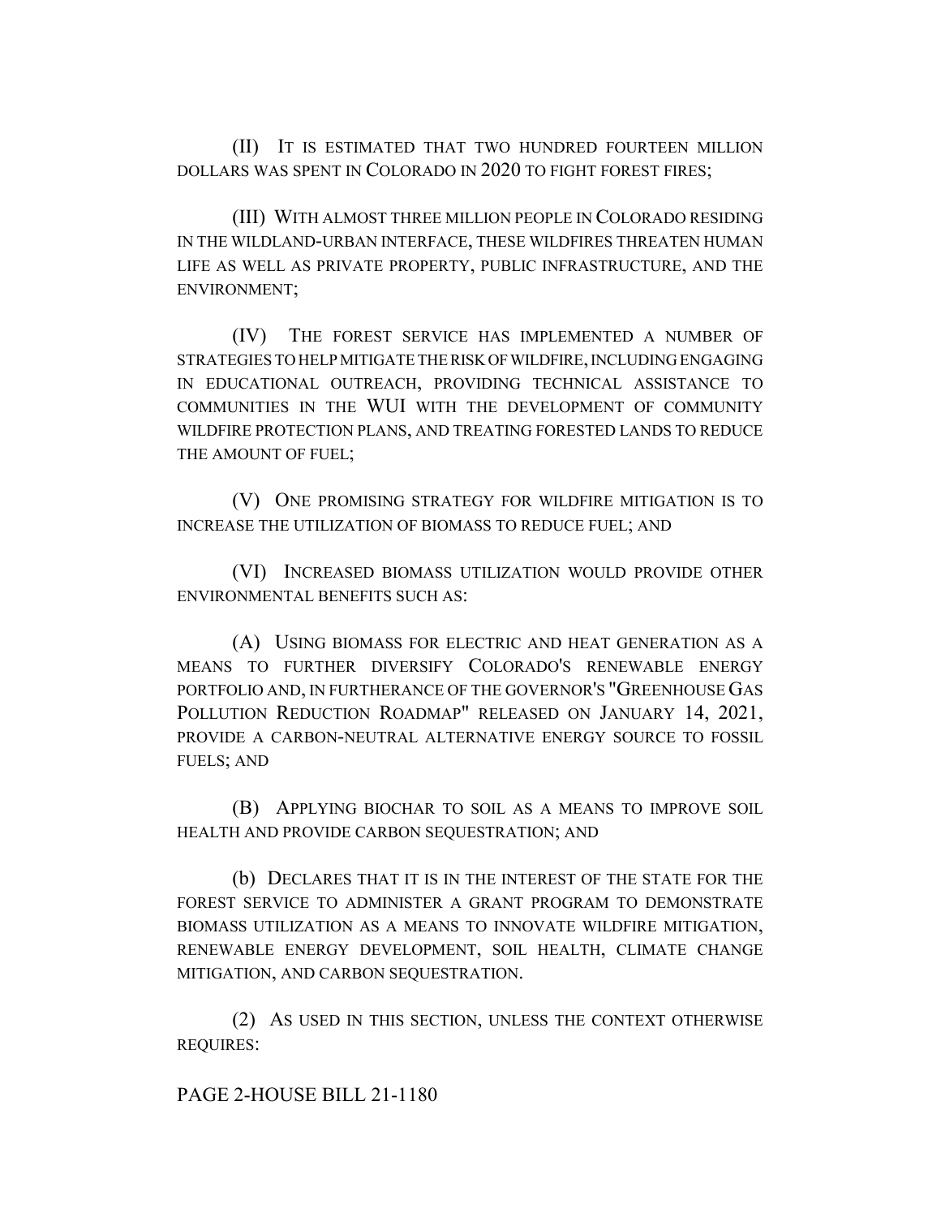(II) IT IS ESTIMATED THAT TWO HUNDRED FOURTEEN MILLION DOLLARS WAS SPENT IN COLORADO IN 2020 TO FIGHT FOREST FIRES;

(III) WITH ALMOST THREE MILLION PEOPLE IN COLORADO RESIDING IN THE WILDLAND-URBAN INTERFACE, THESE WILDFIRES THREATEN HUMAN LIFE AS WELL AS PRIVATE PROPERTY, PUBLIC INFRASTRUCTURE, AND THE ENVIRONMENT;

(IV) THE FOREST SERVICE HAS IMPLEMENTED A NUMBER OF STRATEGIES TO HELP MITIGATE THE RISK OF WILDFIRE, INCLUDING ENGAGING IN EDUCATIONAL OUTREACH, PROVIDING TECHNICAL ASSISTANCE TO COMMUNITIES IN THE WUI WITH THE DEVELOPMENT OF COMMUNITY WILDFIRE PROTECTION PLANS, AND TREATING FORESTED LANDS TO REDUCE THE AMOUNT OF FUEL;

(V) ONE PROMISING STRATEGY FOR WILDFIRE MITIGATION IS TO INCREASE THE UTILIZATION OF BIOMASS TO REDUCE FUEL; AND

(VI) INCREASED BIOMASS UTILIZATION WOULD PROVIDE OTHER ENVIRONMENTAL BENEFITS SUCH AS:

(A) USING BIOMASS FOR ELECTRIC AND HEAT GENERATION AS A MEANS TO FURTHER DIVERSIFY COLORADO'S RENEWABLE ENERGY PORTFOLIO AND, IN FURTHERANCE OF THE GOVERNOR'S "GREENHOUSE GAS POLLUTION REDUCTION ROADMAP" RELEASED ON JANUARY 14, 2021, PROVIDE A CARBON-NEUTRAL ALTERNATIVE ENERGY SOURCE TO FOSSIL FUELS; AND

(B) APPLYING BIOCHAR TO SOIL AS A MEANS TO IMPROVE SOIL HEALTH AND PROVIDE CARBON SEQUESTRATION; AND

(b) DECLARES THAT IT IS IN THE INTEREST OF THE STATE FOR THE FOREST SERVICE TO ADMINISTER A GRANT PROGRAM TO DEMONSTRATE BIOMASS UTILIZATION AS A MEANS TO INNOVATE WILDFIRE MITIGATION, RENEWABLE ENERGY DEVELOPMENT, SOIL HEALTH, CLIMATE CHANGE MITIGATION, AND CARBON SEQUESTRATION.

(2) AS USED IN THIS SECTION, UNLESS THE CONTEXT OTHERWISE REQUIRES: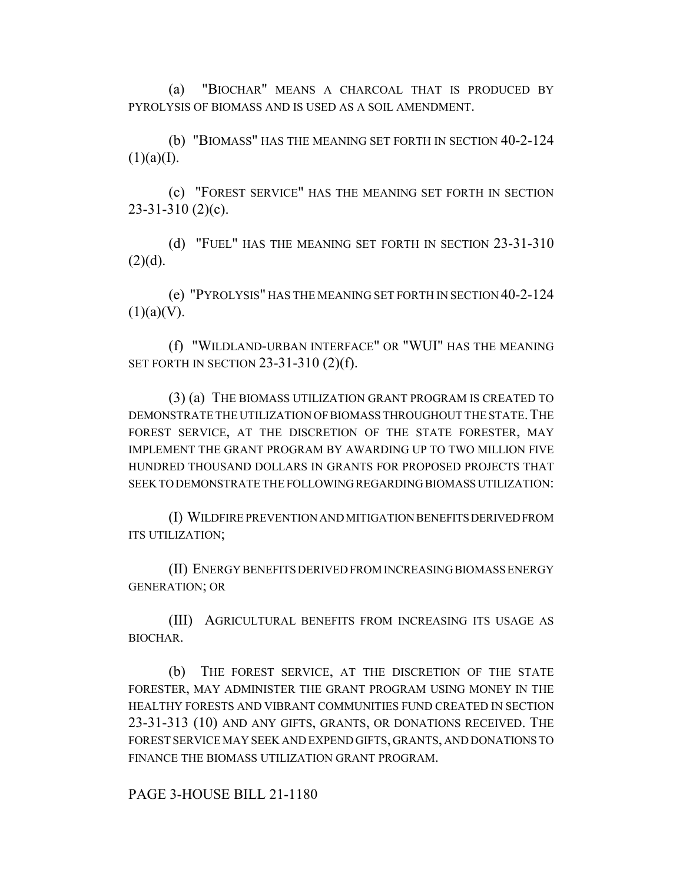(a) "BIOCHAR" MEANS A CHARCOAL THAT IS PRODUCED BY PYROLYSIS OF BIOMASS AND IS USED AS A SOIL AMENDMENT.

(b) "BIOMASS" HAS THE MEANING SET FORTH IN SECTION 40-2-124 (1)(a)(I).

(c) "FOREST SERVICE" HAS THE MEANING SET FORTH IN SECTION 23-31-310 (2)(c).

(d) "FUEL" HAS THE MEANING SET FORTH IN SECTION 23-31-310 (2)(d).

(e) "PYROLYSIS" HAS THE MEANING SET FORTH IN SECTION 40-2-124 (1)(a)(V).

(f) "WILDLAND-URBAN INTERFACE" OR "WUI" HAS THE MEANING SET FORTH IN SECTION 23-31-310 (2)(f).

(3) (a) THE BIOMASS UTILIZATION GRANT PROGRAM IS CREATED TO DEMONSTRATE THE UTILIZATION OF BIOMASS THROUGHOUT THE STATE. THE FOREST SERVICE, AT THE DISCRETION OF THE STATE FORESTER, MAY IMPLEMENT THE GRANT PROGRAM BY AWARDING UP TO TWO MILLION FIVE HUNDRED THOUSAND DOLLARS IN GRANTS FOR PROPOSED PROJECTS THAT SEEK TO DEMONSTRATE THE FOLLOWING REGARDING BIOMASS UTILIZATION:

(I) WILDFIRE PREVENTION AND MITIGATION BENEFITS DERIVED FROM ITS UTILIZATION;

(II) ENERGY BENEFITS DERIVED FROM INCREASING BIOMASS ENERGY GENERATION; OR

(III) AGRICULTURAL BENEFITS FROM INCREASING ITS USAGE AS BIOCHAR.

(b) THE FOREST SERVICE, AT THE DISCRETION OF THE STATE FORESTER, MAY ADMINISTER THE GRANT PROGRAM USING MONEY IN THE HEALTHY FORESTS AND VIBRANT COMMUNITIES FUND CREATED IN SECTION 23-31-313 (10) AND ANY GIFTS, GRANTS, OR DONATIONS RECEIVED. THE FOREST SERVICE MAY SEEK AND EXPEND GIFTS, GRANTS, AND DONATIONS TO FINANCE THE BIOMASS UTILIZATION GRANT PROGRAM.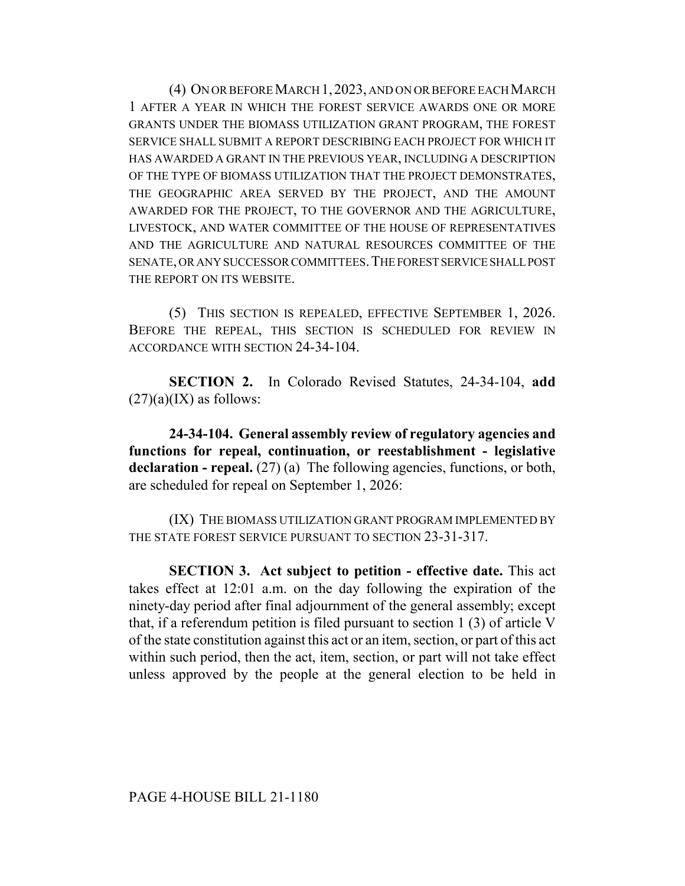(4) ON OR BEFORE MARCH 1, 2023, AND ON OR BEFORE EACH MARCH 1 AFTER A YEAR IN WHICH THE FOREST SERVICE AWARDS ONE OR MORE GRANTS UNDER THE BIOMASS UTILIZATION GRANT PROGRAM, THE FOREST SERVICE SHALL SUBMIT A REPORT DESCRIBING EACH PROJECT FOR WHICH IT HAS AWARDED A GRANT IN THE PREVIOUS YEAR, INCLUDING A DESCRIPTION OF THE TYPE OF BIOMASS UTILIZATION THAT THE PROJECT DEMONSTRATES, THE GEOGRAPHIC AREA SERVED BY THE PROJECT, AND THE AMOUNT AWARDED FOR THE PROJECT, TO THE GOVERNOR AND THE AGRICULTURE, LIVESTOCK, AND WATER COMMITTEE OF THE HOUSE OF REPRESENTATIVES AND THE AGRICULTURE AND NATURAL RESOURCES COMMITTEE OF THE SENATE, OR ANY SUCCESSOR COMMITTEES. THE FOREST SERVICE SHALL POST THE REPORT ON ITS WEBSITE.

(5) THIS SECTION IS REPEALED, EFFECTIVE SEPTEMBER 1, 2026. BEFORE THE REPEAL, THIS SECTION IS SCHEDULED FOR REVIEW IN ACCORDANCE WITH SECTION 24-34-104.

**SECTION 2.** In Colorado Revised Statutes, 24-34-104, **add** (27)(a)(IX) as follows:

**24-34-104. General assembly review of regulatory agencies and functions for repeal, continuation, or reestablishment - legislative declaration - repeal.** (27) (a) The following agencies, functions, or both, are scheduled for repeal on September 1, 2026:

(IX) THE BIOMASS UTILIZATION GRANT PROGRAM IMPLEMENTED BY THE STATE FOREST SERVICE PURSUANT TO SECTION 23-31-317.

**SECTION 3. Act subject to petition - effective date.** This act takes effect at 12:01 a.m. on the day following the expiration of the ninety-day period after final adjournment of the general assembly; except that, if a referendum petition is filed pursuant to section 1 (3) of article V of the state constitution against this act or an item, section, or part of this act within such period, then the act, item, section, or part will not take effect unless approved by the people at the general election to be held in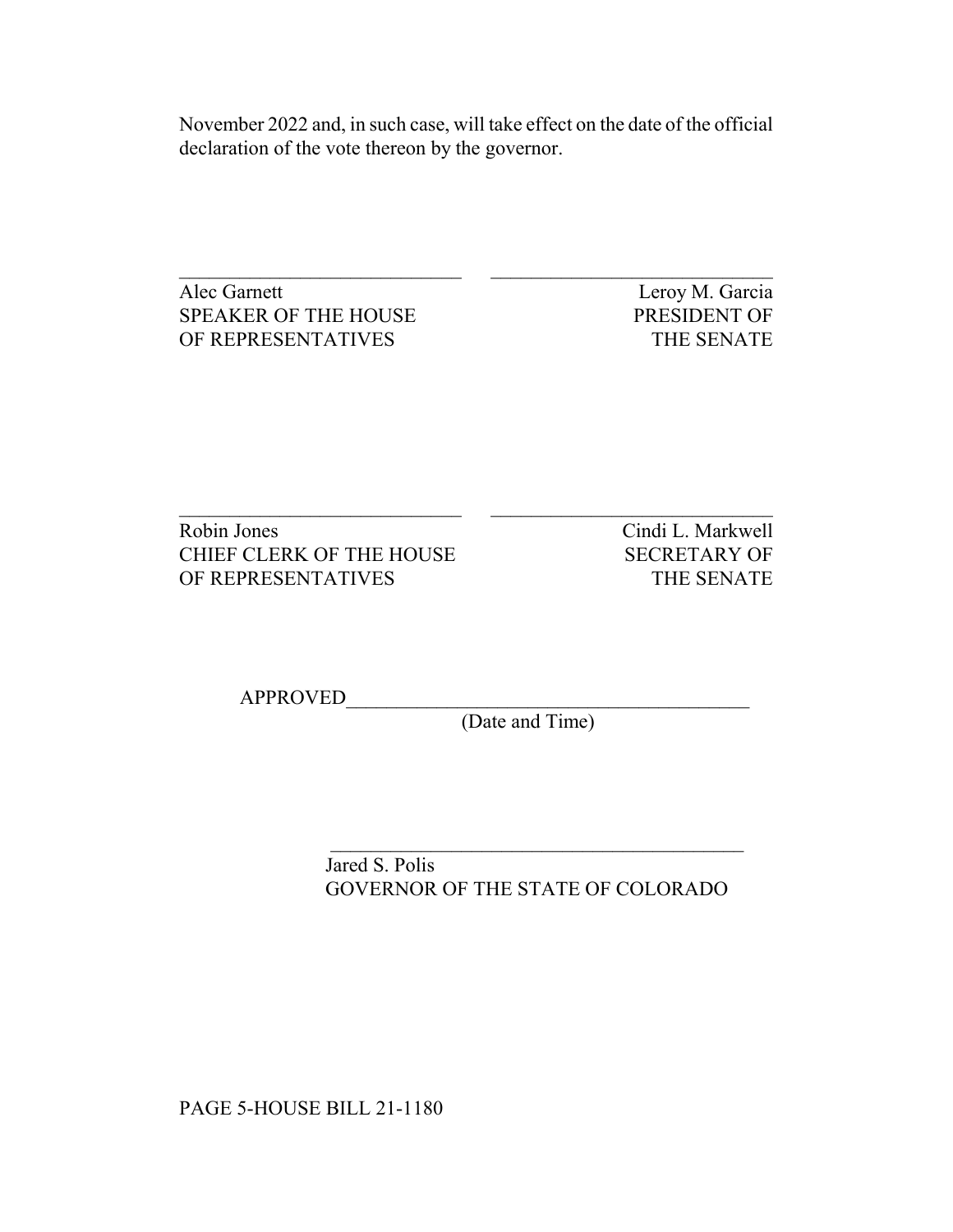November 2022 and, in such case, will take effect on the date of the official declaration of the vote thereon by the governor.

____________________________
Alec Garnett
SPEAKER OF THE HOUSE
OF REPRESENTATIVES

____________________________
Leroy M. Garcia
PRESIDENT OF
THE SENATE

____________________________
Robin Jones
CHIEF CLERK OF THE HOUSE
OF REPRESENTATIVES

____________________________
Cindi L. Markwell
SECRETARY OF
THE SENATE

APPROVED________________________________________
(Date and Time)

_________________________________________
Jared S. Polis
GOVERNOR OF THE STATE OF COLORADO

PAGE 5-HOUSE BILL 21-1180